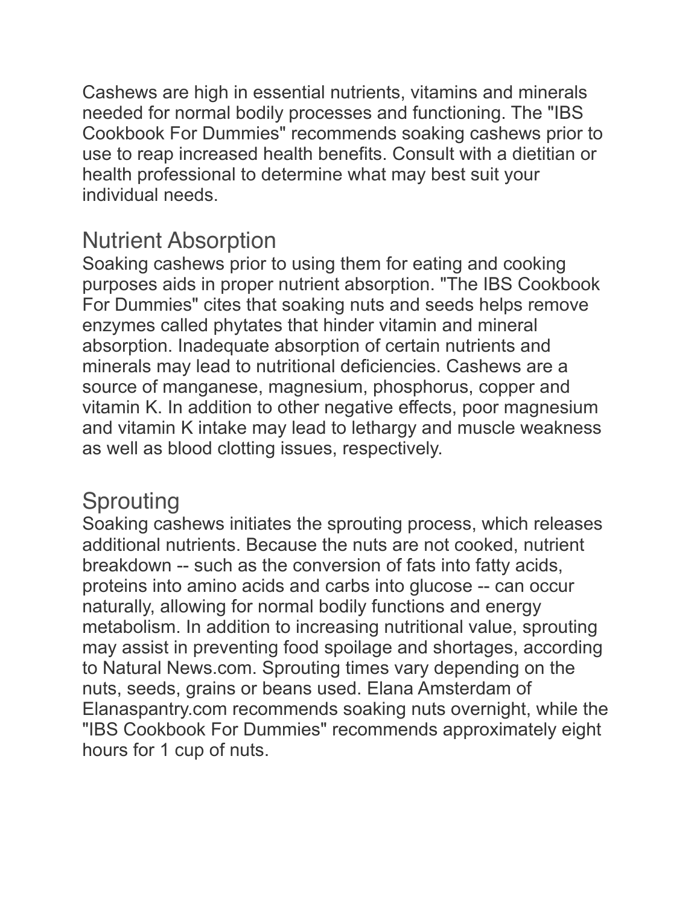Cashews are high in essential nutrients, vitamins and minerals needed for normal bodily processes and functioning. The "IBS Cookbook For Dummies" recommends soaking cashews prior to use to reap increased health benefits. Consult with a dietitian or health professional to determine what may best suit your individual needs.

## Nutrient Absorption

Soaking cashews prior to using them for eating and cooking purposes aids in proper nutrient absorption. "The IBS Cookbook For Dummies" cites that soaking nuts and seeds helps remove enzymes called phytates that hinder vitamin and mineral absorption. Inadequate absorption of certain nutrients and minerals may lead to nutritional deficiencies. Cashews are a source of manganese, magnesium, phosphorus, copper and vitamin K. In addition to other negative effects, poor magnesium and vitamin K intake may lead to lethargy and muscle weakness as well as blood clotting issues, respectively.

## Sprouting

Soaking cashews initiates the sprouting process, which releases additional nutrients. Because the nuts are not cooked, nutrient breakdown -- such as the conversion of fats into fatty acids, proteins into amino acids and carbs into glucose -- can occur naturally, allowing for normal bodily functions and energy metabolism. In addition to increasing nutritional value, sprouting may assist in preventing food spoilage and shortages, according to Natural News.com. Sprouting times vary depending on the nuts, seeds, grains or beans used. Elana Amsterdam of Elanaspantry.com recommends soaking nuts overnight, while the "IBS Cookbook For Dummies" recommends approximately eight hours for 1 cup of nuts.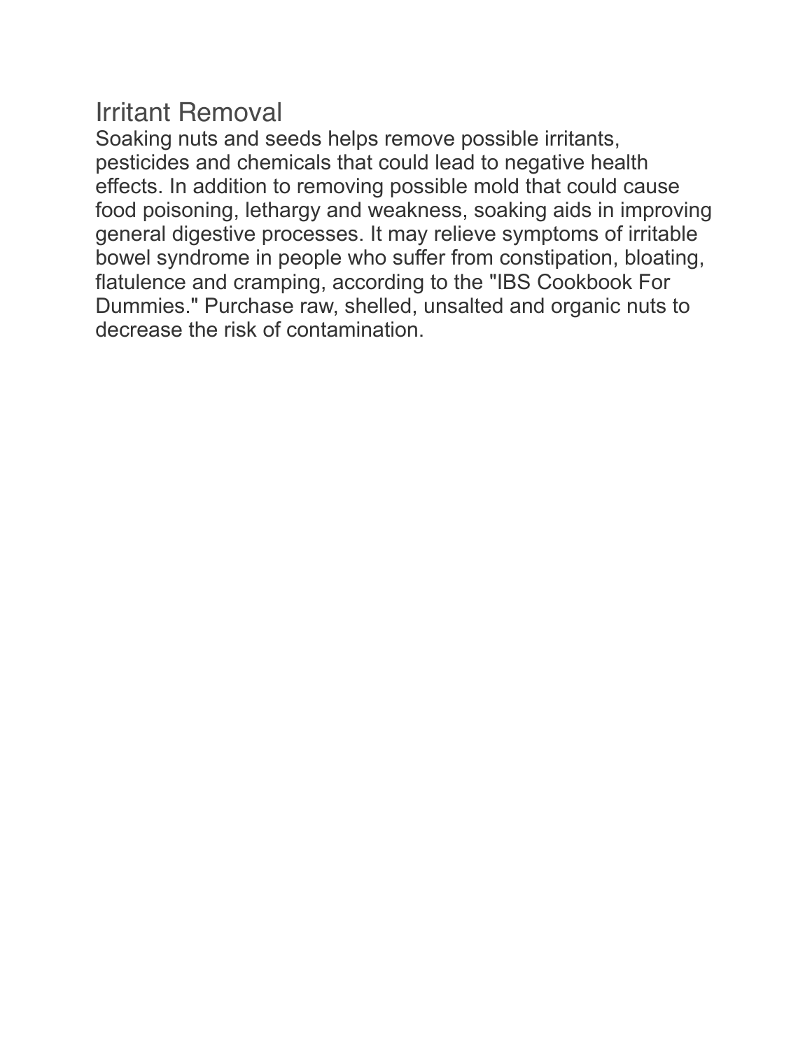## Irritant Removal

Soaking nuts and seeds helps remove possible irritants, pesticides and chemicals that could lead to negative health effects. In addition to removing possible mold that could cause food poisoning, lethargy and weakness, soaking aids in improving general digestive processes. It may relieve symptoms of irritable bowel syndrome in people who suffer from constipation, bloating, flatulence and cramping, according to the "IBS Cookbook For Dummies." Purchase raw, shelled, unsalted and organic nuts to decrease the risk of contamination.